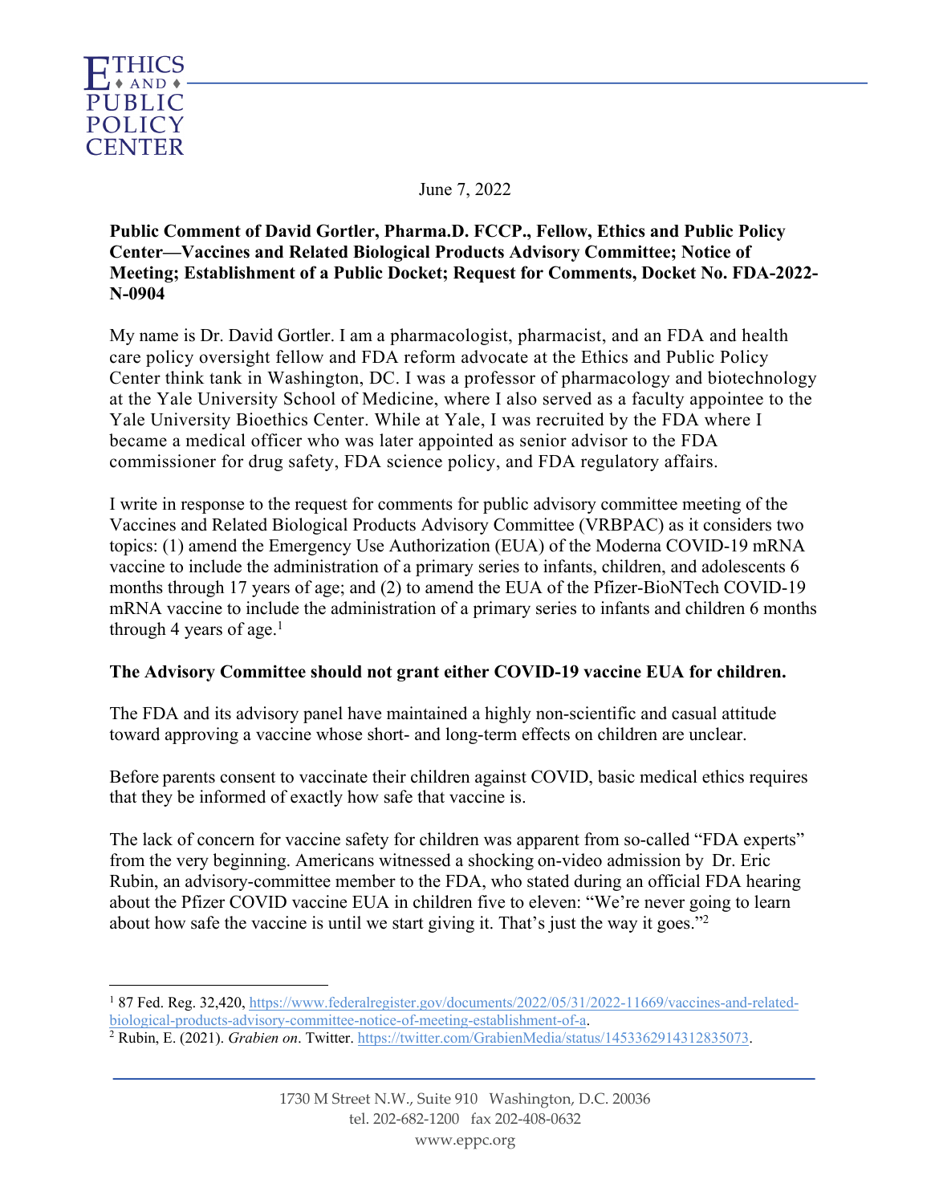June 7, 2022

**Public Comment of David Gortler, Pharma.D. FCCP., Fellow, Ethics and Public Policy Center—Vaccines and Related Biological Products Advisory Committee; Notice of Meeting; Establishment of a Public Docket; Request for Comments, Docket No. FDA-2022-N-0904**

My name is Dr. David Gortler. I am a pharmacologist, pharmacist, and an FDA and health care policy oversight fellow and FDA reform advocate at the Ethics and Public Policy Center think tank in Washington, DC. I was a professor of pharmacology and biotechnology at the Yale University School of Medicine, where I also served as a faculty appointee to the Yale University Bioethics Center. While at Yale, I was recruited by the FDA where I became a medical officer who was later appointed as senior advisor to the FDA commissioner for drug safety, FDA science policy, and FDA regulatory affairs.

I write in response to the request for comments for public advisory committee meeting of the Vaccines and Related Biological Products Advisory Committee (VRBPAC) as it considers two topics: (1) amend the Emergency Use Authorization (EUA) of the Moderna COVID-19 mRNA vaccine to include the administration of a primary series to infants, children, and adolescents 6 months through 17 years of age; and (2) to amend the EUA of the Pfizer-BioNTech COVID-19 mRNA vaccine to include the administration of a primary series to infants and children 6 months through 4 years of age.[1]

**The Advisory Committee should not grant either COVID-19 vaccine EUA for children.**

The FDA and its advisory panel have maintained a highly non-scientific and casual attitude toward approving a vaccine whose short- and long-term effects on children are unclear.

Before parents consent to vaccinate their children against COVID, basic medical ethics requires that they be informed of exactly how safe that vaccine is.

The lack of concern for vaccine safety for children was apparent from so-called "FDA experts" from the very beginning. Americans witnessed a shocking on-video admission by Dr. Eric Rubin, an advisory-committee member to the FDA, who stated during an official FDA hearing about the Pfizer COVID vaccine EUA in children five to eleven: "We're never going to learn about how safe the vaccine is until we start giving it. That's just the way it goes."[2]

---

[1] 87 Fed. Reg. 32,420, https://www.federalregister.gov/documents/2022/05/31/2022-11669/vaccines-and-related-biological-products-advisory-committee-notice-of-meeting-establishment-of-a.

[2] Rubin, E. (2021). *Grabien on*. Twitter. https://twitter.com/GrabienMedia/status/1453362914312835073.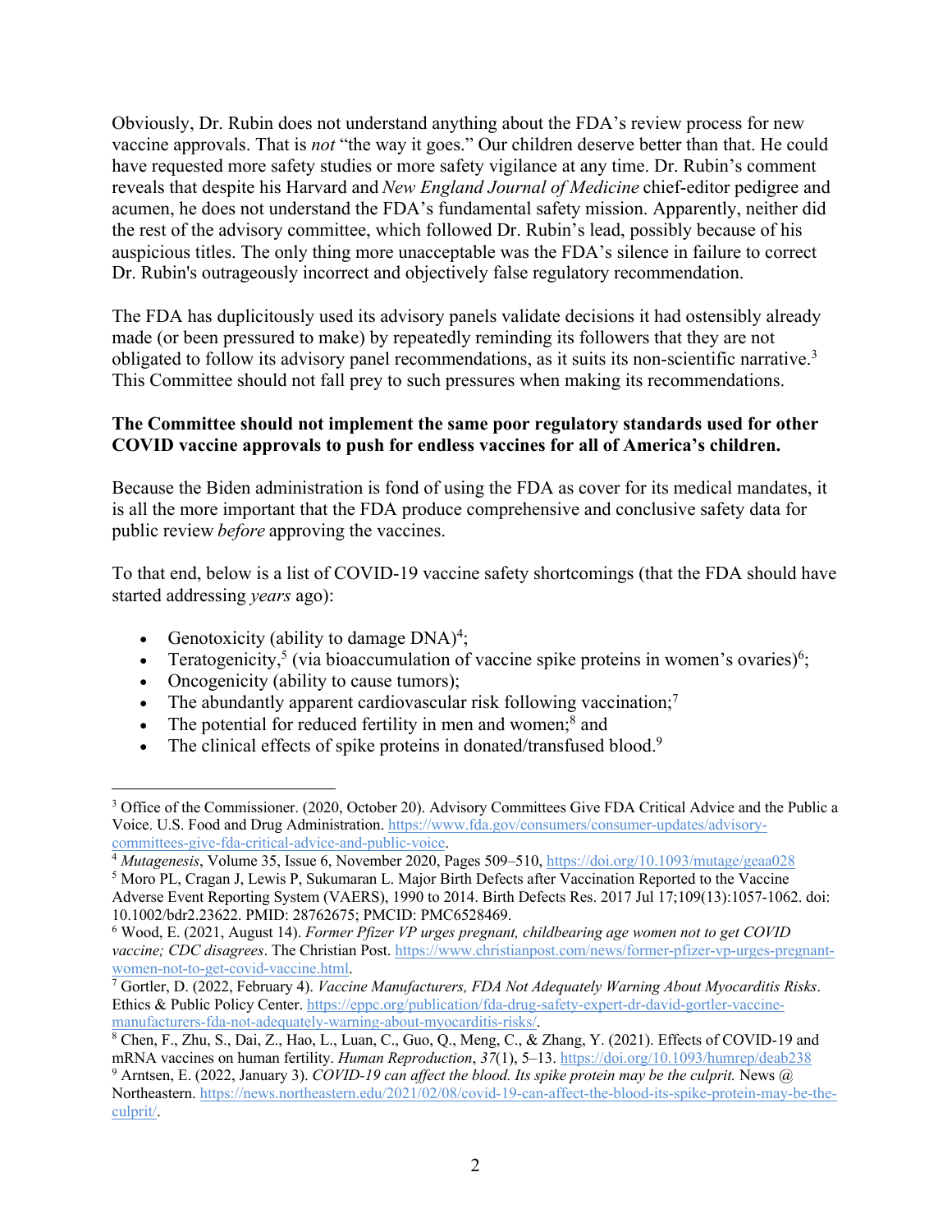Obviously, Dr. Rubin does not understand anything about the FDA's review process for new vaccine approvals. That is *not* "the way it goes." Our children deserve better than that. He could have requested more safety studies or more safety vigilance at any time. Dr. Rubin's comment reveals that despite his Harvard and *New England Journal of Medicine* chief-editor pedigree and acumen, he does not understand the FDA's fundamental safety mission. Apparently, neither did the rest of the advisory committee, which followed Dr. Rubin's lead, possibly because of his auspicious titles. The only thing more unacceptable was the FDA's silence in failure to correct Dr. Rubin's outrageously incorrect and objectively false regulatory recommendation.

The FDA has duplicitously used its advisory panels validate decisions it had ostensibly already made (or been pressured to make) by repeatedly reminding its followers that they are not obligated to follow its advisory panel recommendations, as it suits its non-scientific narrative.[3] This Committee should not fall prey to such pressures when making its recommendations.

**The Committee should not implement the same poor regulatory standards used for other COVID vaccine approvals to push for endless vaccines for all of America's children.**

Because the Biden administration is fond of using the FDA as cover for its medical mandates, it is all the more important that the FDA produce comprehensive and conclusive safety data for public review *before* approving the vaccines.

To that end, below is a list of COVID-19 vaccine safety shortcomings (that the FDA should have started addressing *years* ago):

- Genotoxicity (ability to damage DNA)[4];
- Teratogenicity,[5] (via bioaccumulation of vaccine spike proteins in women's ovaries)[6];
- Oncogenicity (ability to cause tumors);
- The abundantly apparent cardiovascular risk following vaccination;[7]
- The potential for reduced fertility in men and women;[8] and
- The clinical effects of spike proteins in donated/transfused blood.[9]

---

[3] Office of the Commissioner. (2020, October 20). Advisory Committees Give FDA Critical Advice and the Public a Voice. U.S. Food and Drug Administration. https://www.fda.gov/consumers/consumer-updates/advisory-committees-give-fda-critical-advice-and-public-voice.

[4] *Mutagenesis*, Volume 35, Issue 6, November 2020, Pages 509–510, https://doi.org/10.1093/mutage/geaa028

[5] Moro PL, Cragan J, Lewis P, Sukumaran L. Major Birth Defects after Vaccination Reported to the Vaccine Adverse Event Reporting System (VAERS), 1990 to 2014. Birth Defects Res. 2017 Jul 17;109(13):1057-1062. doi: 10.1002/bdr2.23622. PMID: 28762675; PMCID: PMC6528469.

[6] Wood, E. (2021, August 14). *Former Pfizer VP urges pregnant, childbearing age women not to get COVID vaccine; CDC disagrees*. The Christian Post. https://www.christianpost.com/news/former-pfizer-vp-urges-pregnant-women-not-to-get-covid-vaccine.html.

[7] Gortler, D. (2022, February 4). *Vaccine Manufacturers, FDA Not Adequately Warning About Myocarditis Risks*. Ethics & Public Policy Center. https://eppc.org/publication/fda-drug-safety-expert-dr-david-gortler-vaccine-manufacturers-fda-not-adequately-warning-about-myocarditis-risks/.

[8] Chen, F., Zhu, S., Dai, Z., Hao, L., Luan, C., Guo, Q., Meng, C., & Zhang, Y. (2021). Effects of COVID-19 and mRNA vaccines on human fertility. *Human Reproduction*, *37*(1), 5–13. https://doi.org/10.1093/humrep/deab238

[9] Arntsen, E. (2022, January 3). *COVID-19 can affect the blood. Its spike protein may be the culprit.* News @ Northeastern. https://news.northeastern.edu/2021/02/08/covid-19-can-affect-the-blood-its-spike-protein-may-be-the-culprit/.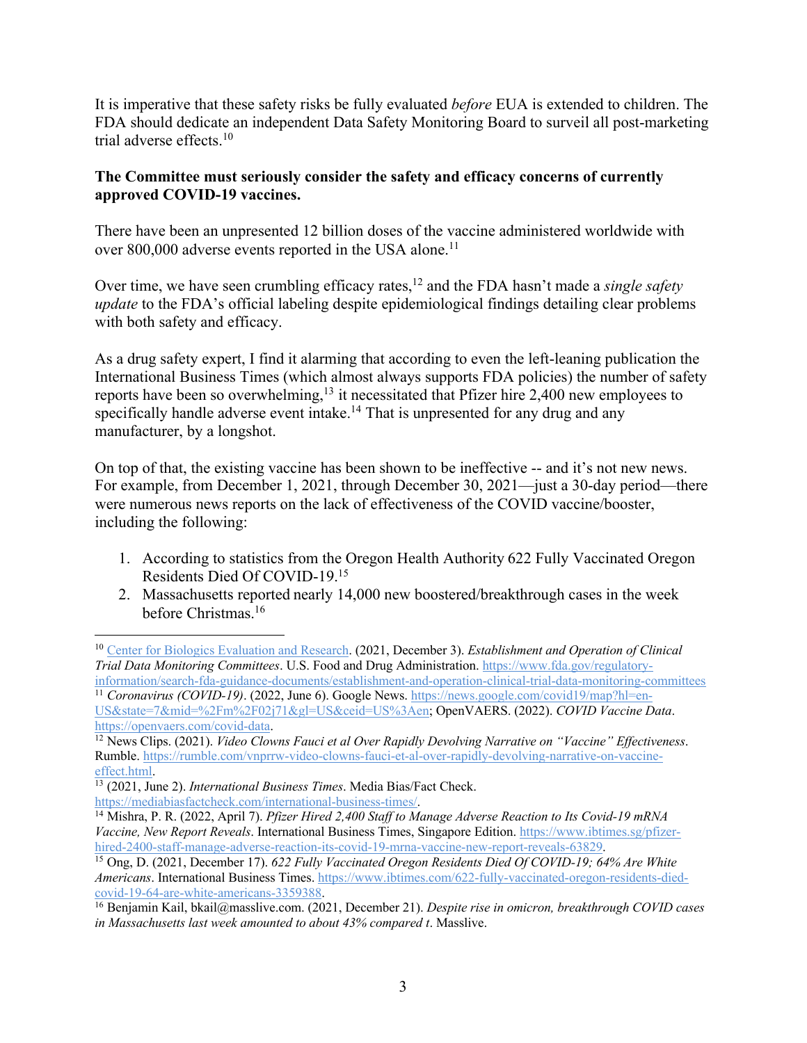It is imperative that these safety risks be fully evaluated *before* EUA is extended to children. The FDA should dedicate an independent Data Safety Monitoring Board to surveil all post-marketing trial adverse effects.[10]

**The Committee must seriously consider the safety and efficacy concerns of currently approved COVID-19 vaccines.**

There have been an unpresented 12 billion doses of the vaccine administered worldwide with over 800,000 adverse events reported in the USA alone.[11]

Over time, we have seen crumbling efficacy rates,[12] and the FDA hasn't made a *single safety update* to the FDA's official labeling despite epidemiological findings detailing clear problems with both safety and efficacy.

As a drug safety expert, I find it alarming that according to even the left-leaning publication the International Business Times (which almost always supports FDA policies) the number of safety reports have been so overwhelming,[13] it necessitated that Pfizer hire 2,400 new employees to specifically handle adverse event intake.[14] That is unpresented for any drug and any manufacturer, by a longshot.

On top of that, the existing vaccine has been shown to be ineffective -- and it's not new news. For example, from December 1, 2021, through December 30, 2021—just a 30-day period—there were numerous news reports on the lack of effectiveness of the COVID vaccine/booster, including the following:

1. According to statistics from the Oregon Health Authority 622 Fully Vaccinated Oregon Residents Died Of COVID-19.[15]
2. Massachusetts reported nearly 14,000 new boostered/breakthrough cases in the week before Christmas.[16]

---

[10] Center for Biologics Evaluation and Research. (2021, December 3). *Establishment and Operation of Clinical Trial Data Monitoring Committees*. U.S. Food and Drug Administration. https://www.fda.gov/regulatory-information/search-fda-guidance-documents/establishment-and-operation-clinical-trial-data-monitoring-committees

[11] *Coronavirus (COVID-19)*. (2022, June 6). Google News. https://news.google.com/covid19/map?hl=en-US&state=7&mid=%2Fm%2F02j71&gl=US&ceid=US%3Aen; OpenVAERS. (2022). *COVID Vaccine Data*. https://openvaers.com/covid-data.

[12] News Clips. (2021). *Video Clowns Fauci et al Over Rapidly Devolving Narrative on "Vaccine" Effectiveness*. Rumble. https://rumble.com/vnprrw-video-clowns-fauci-et-al-over-rapidly-devolving-narrative-on-vaccine-effect.html.

[13] (2021, June 2). *International Business Times*. Media Bias/Fact Check. https://mediabiasfactcheck.com/international-business-times/.

[14] Mishra, P. R. (2022, April 7). *Pfizer Hired 2,400 Staff to Manage Adverse Reaction to Its Covid-19 mRNA Vaccine, New Report Reveals*. International Business Times, Singapore Edition. https://www.ibtimes.sg/pfizer-hired-2400-staff-manage-adverse-reaction-its-covid-19-mrna-vaccine-new-report-reveals-63829.

[15] Ong, D. (2021, December 17). *622 Fully Vaccinated Oregon Residents Died Of COVID-19; 64% Are White Americans*. International Business Times. https://www.ibtimes.com/622-fully-vaccinated-oregon-residents-died-covid-19-64-are-white-americans-3359388.

[16] Benjamin Kail, bkail@masslive.com. (2021, December 21). *Despite rise in omicron, breakthrough COVID cases in Massachusetts last week amounted to about 43% compared t*. Masslive.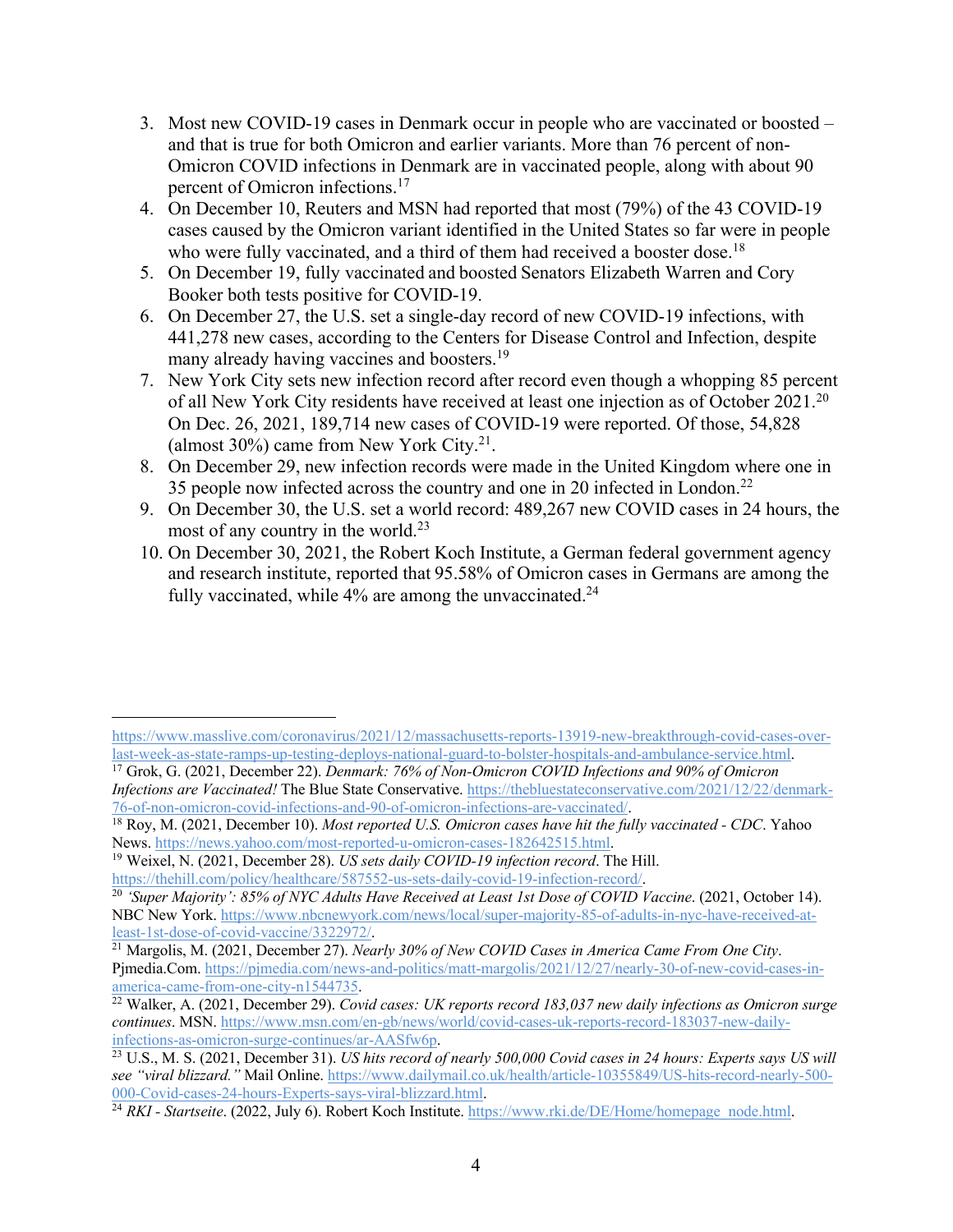3. Most new COVID-19 cases in Denmark occur in people who are vaccinated or boosted – and that is true for both Omicron and earlier variants. More than 76 percent of non-Omicron COVID infections in Denmark are in vaccinated people, along with about 90 percent of Omicron infections.[17]
4. On December 10, Reuters and MSN had reported that most (79%) of the 43 COVID-19 cases caused by the Omicron variant identified in the United States so far were in people who were fully vaccinated, and a third of them had received a booster dose.[18]
5. On December 19, fully vaccinated and boosted Senators Elizabeth Warren and Cory Booker both tests positive for COVID-19.
6. On December 27, the U.S. set a single-day record of new COVID-19 infections, with 441,278 new cases, according to the Centers for Disease Control and Infection, despite many already having vaccines and boosters.[19]
7. New York City sets new infection record after record even though a whopping 85 percent of all New York City residents have received at least one injection as of October 2021.[20] On Dec. 26, 2021, 189,714 new cases of COVID-19 were reported. Of those, 54,828 (almost 30%) came from New York City.[21].
8. On December 29, new infection records were made in the United Kingdom where one in 35 people now infected across the country and one in 20 infected in London.[22]
9. On December 30, the U.S. set a world record: 489,267 new COVID cases in 24 hours, the most of any country in the world.[23]
10. On December 30, 2021, the Robert Koch Institute, a German federal government agency and research institute, reported that 95.58% of Omicron cases in Germans are among the fully vaccinated, while 4% are among the unvaccinated.[24]

---

https://www.masslive.com/coronavirus/2021/12/massachusetts-reports-13919-new-breakthrough-covid-cases-over-last-week-as-state-ramps-up-testing-deploys-national-guard-to-bolster-hospitals-and-ambulance-service.html.

[17] Grok, G. (2021, December 22). *Denmark: 76% of Non-Omicron COVID Infections and 90% of Omicron Infections are Vaccinated!* The Blue State Conservative. https://thebluestateconservative.com/2021/12/22/denmark-76-of-non-omicron-covid-infections-and-90-of-omicron-infections-are-vaccinated/.

[18] Roy, M. (2021, December 10). *Most reported U.S. Omicron cases have hit the fully vaccinated - CDC*. Yahoo News. https://news.yahoo.com/most-reported-u-omicron-cases-182642515.html.

[19] Weixel, N. (2021, December 28). *US sets daily COVID-19 infection record*. The Hill. https://thehill.com/policy/healthcare/587552-us-sets-daily-covid-19-infection-record/.

[20] *'Super Majority': 85% of NYC Adults Have Received at Least 1st Dose of COVID Vaccine*. (2021, October 14). NBC New York. https://www.nbcnewyork.com/news/local/super-majority-85-of-adults-in-nyc-have-received-at-least-1st-dose-of-covid-vaccine/3322972/.

[21] Margolis, M. (2021, December 27). *Nearly 30% of New COVID Cases in America Came From One City*. Pjmedia.Com. https://pjmedia.com/news-and-politics/matt-margolis/2021/12/27/nearly-30-of-new-covid-cases-in-america-came-from-one-city-n1544735.

[22] Walker, A. (2021, December 29). *Covid cases: UK reports record 183,037 new daily infections as Omicron surge continues*. MSN. https://www.msn.com/en-gb/news/world/covid-cases-uk-reports-record-183037-new-daily-infections-as-omicron-surge-continues/ar-AASfw6p.

[23] U.S., M. S. (2021, December 31). *US hits record of nearly 500,000 Covid cases in 24 hours: Experts says US will see "viral blizzard."* Mail Online. https://www.dailymail.co.uk/health/article-10355849/US-hits-record-nearly-500-000-Covid-cases-24-hours-Experts-says-viral-blizzard.html.

[24] *RKI - Startseite*. (2022, July 6). Robert Koch Institute. https://www.rki.de/DE/Home/homepage_node.html.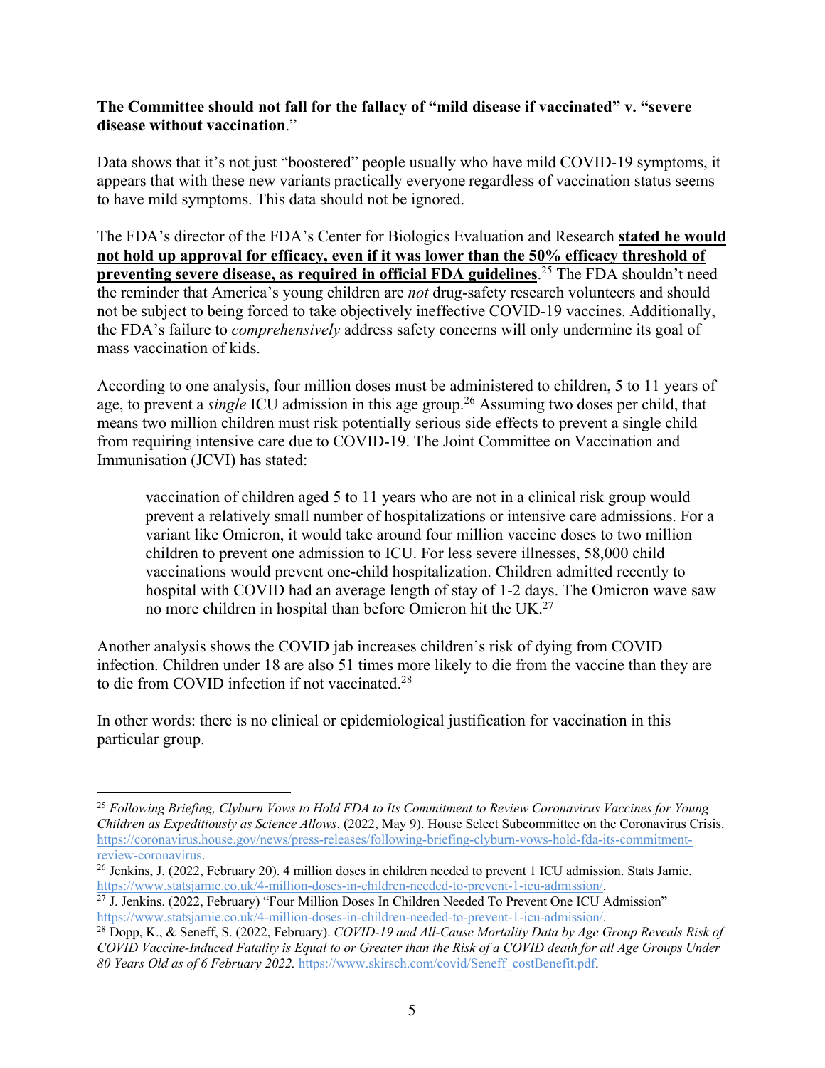**The Committee should not fall for the fallacy of "mild disease if vaccinated" v. "severe disease without vaccination**."

Data shows that it's not just "boostered" people usually who have mild COVID-19 symptoms, it appears that with these new variants practically everyone regardless of vaccination status seems to have mild symptoms. This data should not be ignored.

The FDA's director of the FDA's Center for Biologics Evaluation and Research **stated he would not hold up approval for efficacy, even if it was lower than the 50% efficacy threshold of preventing severe disease, as required in official FDA guidelines**.[25] The FDA shouldn't need the reminder that America's young children are *not* drug-safety research volunteers and should not be subject to being forced to take objectively ineffective COVID-19 vaccines. Additionally, the FDA's failure to *comprehensively* address safety concerns will only undermine its goal of mass vaccination of kids.

According to one analysis, four million doses must be administered to children, 5 to 11 years of age, to prevent a *single* ICU admission in this age group.[26] Assuming two doses per child, that means two million children must risk potentially serious side effects to prevent a single child from requiring intensive care due to COVID-19. The Joint Committee on Vaccination and Immunisation (JCVI) has stated:

> vaccination of children aged 5 to 11 years who are not in a clinical risk group would prevent a relatively small number of hospitalizations or intensive care admissions. For a variant like Omicron, it would take around four million vaccine doses to two million children to prevent one admission to ICU. For less severe illnesses, 58,000 child vaccinations would prevent one-child hospitalization. Children admitted recently to hospital with COVID had an average length of stay of 1-2 days. The Omicron wave saw no more children in hospital than before Omicron hit the UK.[27]

Another analysis shows the COVID jab increases children's risk of dying from COVID infection. Children under 18 are also 51 times more likely to die from the vaccine than they are to die from COVID infection if not vaccinated.[28]

In other words: there is no clinical or epidemiological justification for vaccination in this particular group.

---

[25] *Following Briefing, Clyburn Vows to Hold FDA to Its Commitment to Review Coronavirus Vaccines for Young Children as Expeditiously as Science Allows*. (2022, May 9). House Select Subcommittee on the Coronavirus Crisis. https://coronavirus.house.gov/news/press-releases/following-briefing-clyburn-vows-hold-fda-its-commitment-review-coronavirus.

[26] Jenkins, J. (2022, February 20). 4 million doses in children needed to prevent 1 ICU admission. Stats Jamie. https://www.statsjamie.co.uk/4-million-doses-in-children-needed-to-prevent-1-icu-admission/.

[27] J. Jenkins. (2022, February) "Four Million Doses In Children Needed To Prevent One ICU Admission" https://www.statsjamie.co.uk/4-million-doses-in-children-needed-to-prevent-1-icu-admission/.

[28] Dopp, K., & Seneff, S. (2022, February). *COVID-19 and All-Cause Mortality Data by Age Group Reveals Risk of COVID Vaccine-Induced Fatality is Equal to or Greater than the Risk of a COVID death for all Age Groups Under 80 Years Old as of 6 February 2022.* https://www.skirsch.com/covid/Seneff_costBenefit.pdf.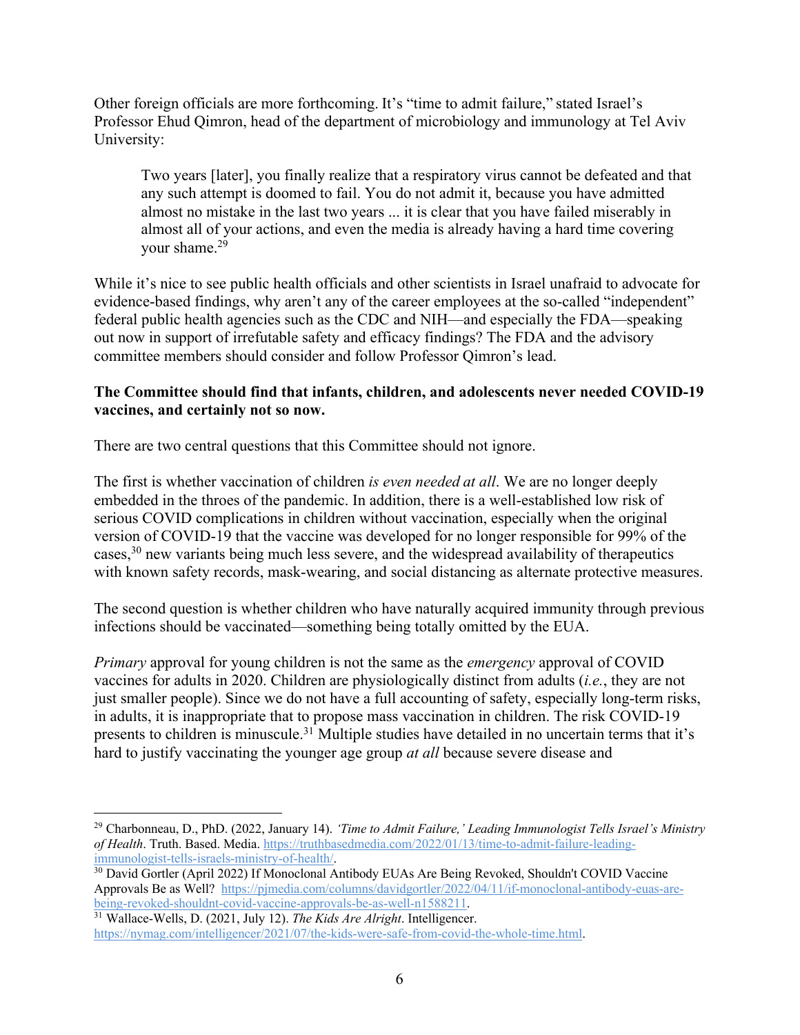Other foreign officials are more forthcoming. It's "time to admit failure," stated Israel's Professor Ehud Qimron, head of the department of microbiology and immunology at Tel Aviv University:

> Two years [later], you finally realize that a respiratory virus cannot be defeated and that any such attempt is doomed to fail. You do not admit it, because you have admitted almost no mistake in the last two years ... it is clear that you have failed miserably in almost all of your actions, and even the media is already having a hard time covering your shame.[29]

While it's nice to see public health officials and other scientists in Israel unafraid to advocate for evidence-based findings, why aren't any of the career employees at the so-called "independent" federal public health agencies such as the CDC and NIH—and especially the FDA—speaking out now in support of irrefutable safety and efficacy findings? The FDA and the advisory committee members should consider and follow Professor Qimron's lead.

**The Committee should find that infants, children, and adolescents never needed COVID-19 vaccines, and certainly not so now.**

There are two central questions that this Committee should not ignore.

The first is whether vaccination of children *is even needed at all*. We are no longer deeply embedded in the throes of the pandemic. In addition, there is a well-established low risk of serious COVID complications in children without vaccination, especially when the original version of COVID-19 that the vaccine was developed for no longer responsible for 99% of the cases,[30] new variants being much less severe, and the widespread availability of therapeutics with known safety records, mask-wearing, and social distancing as alternate protective measures.

The second question is whether children who have naturally acquired immunity through previous infections should be vaccinated—something being totally omitted by the EUA.

*Primary* approval for young children is not the same as the *emergency* approval of COVID vaccines for adults in 2020. Children are physiologically distinct from adults (*i.e.*, they are not just smaller people). Since we do not have a full accounting of safety, especially long-term risks, in adults, it is inappropriate that to propose mass vaccination in children. The risk COVID-19 presents to children is minuscule.[31] Multiple studies have detailed in no uncertain terms that it's hard to justify vaccinating the younger age group *at all* because severe disease and

---

[29] Charbonneau, D., PhD. (2022, January 14). *'Time to Admit Failure,' Leading Immunologist Tells Israel's Ministry of Health*. Truth. Based. Media. https://truthbasedmedia.com/2022/01/13/time-to-admit-failure-leading-immunologist-tells-israels-ministry-of-health/.

[30] David Gortler (April 2022) If Monoclonal Antibody EUAs Are Being Revoked, Shouldn't COVID Vaccine Approvals Be as Well? https://pjmedia.com/columns/davidgortler/2022/04/11/if-monoclonal-antibody-euas-are-being-revoked-shouldnt-covid-vaccine-approvals-be-as-well-n1588211.

[31] Wallace-Wells, D. (2021, July 12). *The Kids Are Alright*. Intelligencer. https://nymag.com/intelligencer/2021/07/the-kids-were-safe-from-covid-the-whole-time.html.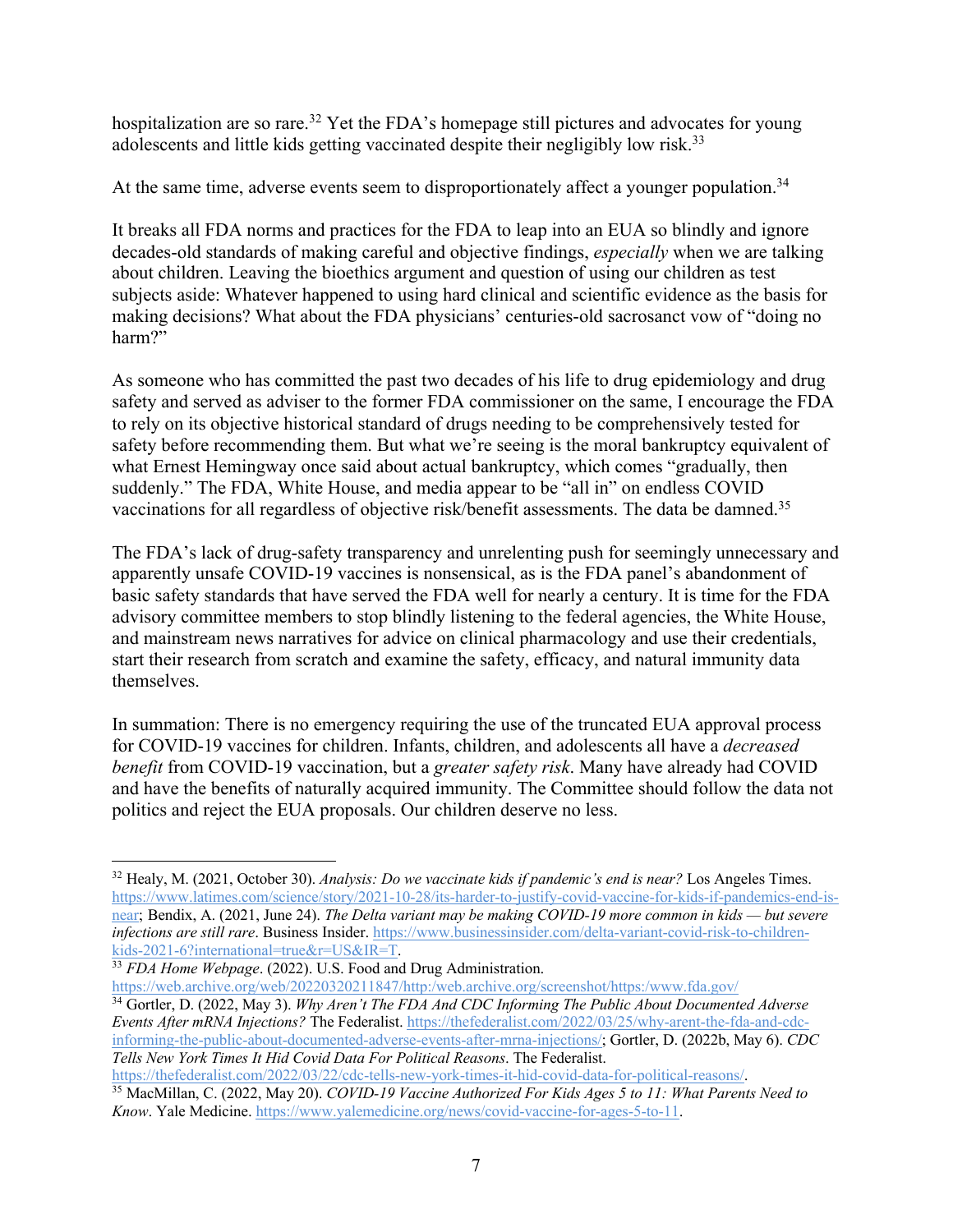hospitalization are so rare.[32] Yet the FDA's homepage still pictures and advocates for young adolescents and little kids getting vaccinated despite their negligibly low risk.[33]

At the same time, adverse events seem to disproportionately affect a younger population.[34]

It breaks all FDA norms and practices for the FDA to leap into an EUA so blindly and ignore decades-old standards of making careful and objective findings, *especially* when we are talking about children. Leaving the bioethics argument and question of using our children as test subjects aside: Whatever happened to using hard clinical and scientific evidence as the basis for making decisions? What about the FDA physicians' centuries-old sacrosanct vow of "doing no harm?"

As someone who has committed the past two decades of his life to drug epidemiology and drug safety and served as adviser to the former FDA commissioner on the same, I encourage the FDA to rely on its objective historical standard of drugs needing to be comprehensively tested for safety before recommending them. But what we're seeing is the moral bankruptcy equivalent of what Ernest Hemingway once said about actual bankruptcy, which comes "gradually, then suddenly." The FDA, White House, and media appear to be "all in" on endless COVID vaccinations for all regardless of objective risk/benefit assessments. The data be damned.[35]

The FDA's lack of drug-safety transparency and unrelenting push for seemingly unnecessary and apparently unsafe COVID-19 vaccines is nonsensical, as is the FDA panel's abandonment of basic safety standards that have served the FDA well for nearly a century. It is time for the FDA advisory committee members to stop blindly listening to the federal agencies, the White House, and mainstream news narratives for advice on clinical pharmacology and use their credentials, start their research from scratch and examine the safety, efficacy, and natural immunity data themselves.

In summation: There is no emergency requiring the use of the truncated EUA approval process for COVID-19 vaccines for children. Infants, children, and adolescents all have a *decreased benefit* from COVID-19 vaccination, but a *greater safety risk*. Many have already had COVID and have the benefits of naturally acquired immunity. The Committee should follow the data not politics and reject the EUA proposals. Our children deserve no less.

---

[32] Healy, M. (2021, October 30). *Analysis: Do we vaccinate kids if pandemic's end is near?* Los Angeles Times. https://www.latimes.com/science/story/2021-10-28/its-harder-to-justify-covid-vaccine-for-kids-if-pandemics-end-is-near; Bendix, A. (2021, June 24). *The Delta variant may be making COVID-19 more common in kids — but severe infections are still rare*. Business Insider. https://www.businessinsider.com/delta-variant-covid-risk-to-children-kids-2021-6?international=true&r=US&IR=T.

[33] *FDA Home Webpage*. (2022). U.S. Food and Drug Administration. https://web.archive.org/web/20220320211847/http:/web.archive.org/screenshot/https:/www.fda.gov/

[34] Gortler, D. (2022, May 3). *Why Aren't The FDA And CDC Informing The Public About Documented Adverse Events After mRNA Injections?* The Federalist. https://thefederalist.com/2022/03/25/why-arent-the-fda-and-cdc-informing-the-public-about-documented-adverse-events-after-mrna-injections/; Gortler, D. (2022b, May 6). *CDC Tells New York Times It Hid Covid Data For Political Reasons*. The Federalist. https://thefederalist.com/2022/03/22/cdc-tells-new-york-times-it-hid-covid-data-for-political-reasons/.

[35] MacMillan, C. (2022, May 20). *COVID-19 Vaccine Authorized For Kids Ages 5 to 11: What Parents Need to Know*. Yale Medicine. https://www.yalemedicine.org/news/covid-vaccine-for-ages-5-to-11.